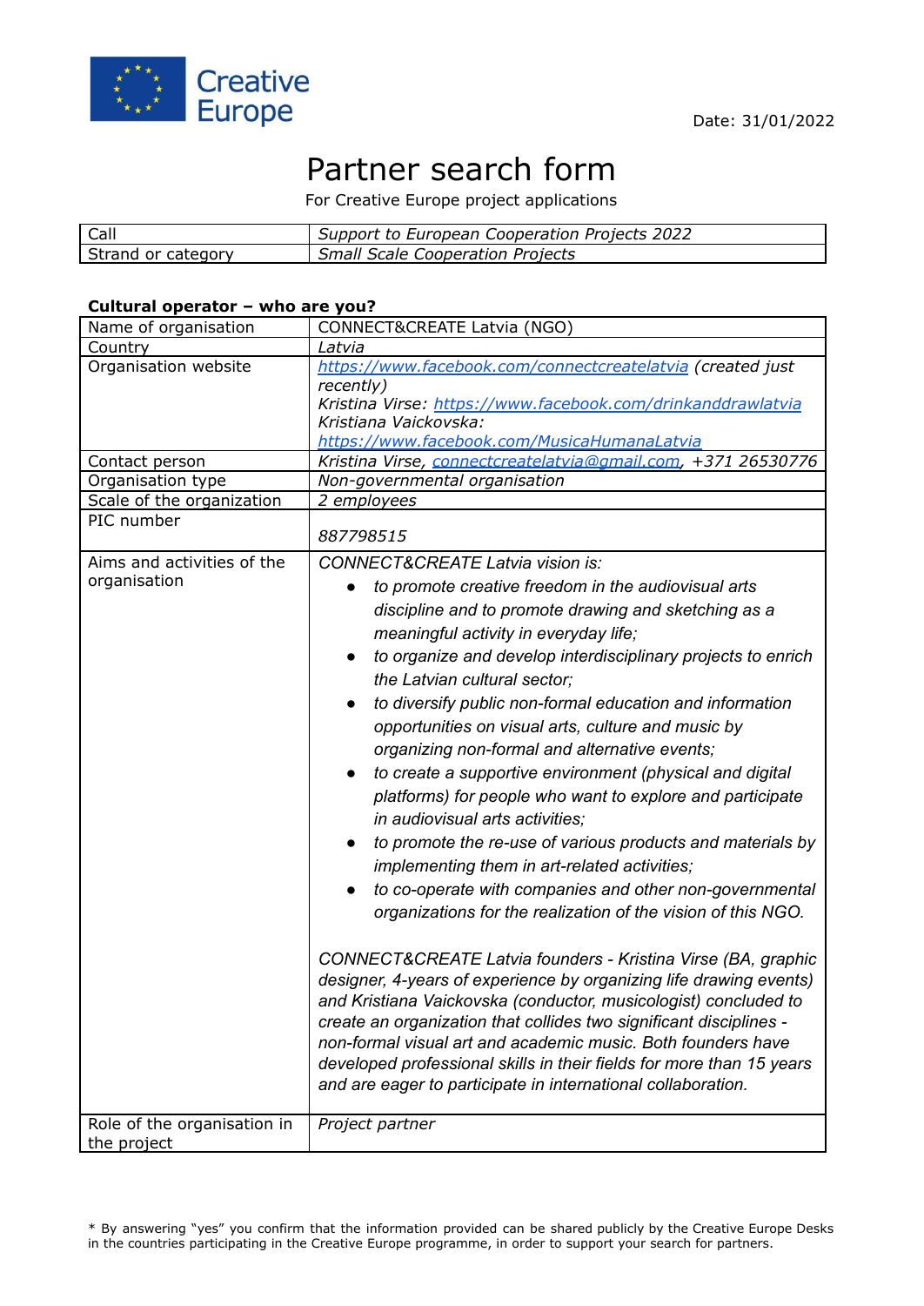Creative Europe

Date: 31/01/2022

# Partner search form

For Creative Europe project applications

| Call | *Support to European Cooperation Projects 2022* |
|---|---|
| Strand or category | *Small Scale Cooperation Projects* |

**Cultural operator – who are you?**

| Name of organisation | CONNECT&CREATE Latvia (NGO) |
|---|---|
| Country | *Latvia* |
| Organisation website | *https://www.facebook.com/connectcreatelatvia (created just recently)*<br>*Kristina Virse: https://www.facebook.com/drinkanddrawlatvia*<br>*Kristiana Vaickovska: https://www.facebook.com/MusicaHumanaLatvia* |
| Contact person | *Kristina Virse, connectcreatelatvia@gmail.com, +371 26530776* |
| Organisation type | *Non-governmental organisation* |
| Scale of the organization | *2 employees* |
| PIC number | *887798515* |
| Aims and activities of the organisation | *CONNECT&CREATE Latvia vision is:*<br>● *to promote creative freedom in the audiovisual arts discipline and to promote drawing and sketching as a meaningful activity in everyday life;*<br>● *to organize and develop interdisciplinary projects to enrich the Latvian cultural sector;*<br>● *to diversify public non-formal education and information opportunities on visual arts, culture and music by organizing non-formal and alternative events;*<br>● *to create a supportive environment (physical and digital platforms) for people who want to explore and participate in audiovisual arts activities;*<br>● *to promote the re-use of various products and materials by implementing them in art-related activities;*<br>● *to co-operate with companies and other non-governmental organizations for the realization of the vision of this NGO.*<br><br>*CONNECT&CREATE Latvia founders - Kristina Virse (BA, graphic designer, 4-years of experience by organizing life drawing events) and Kristiana Vaickovska (conductor, musicologist) concluded to create an organization that collides two significant disciplines - non-formal visual art and academic music. Both founders have developed professional skills in their fields for more than 15 years and are eager to participate in international collaboration.* |
| Role of the organisation in the project | *Project partner* |

\* By answering "yes" you confirm that the information provided can be shared publicly by the Creative Europe Desks in the countries participating in the Creative Europe programme, in order to support your search for partners.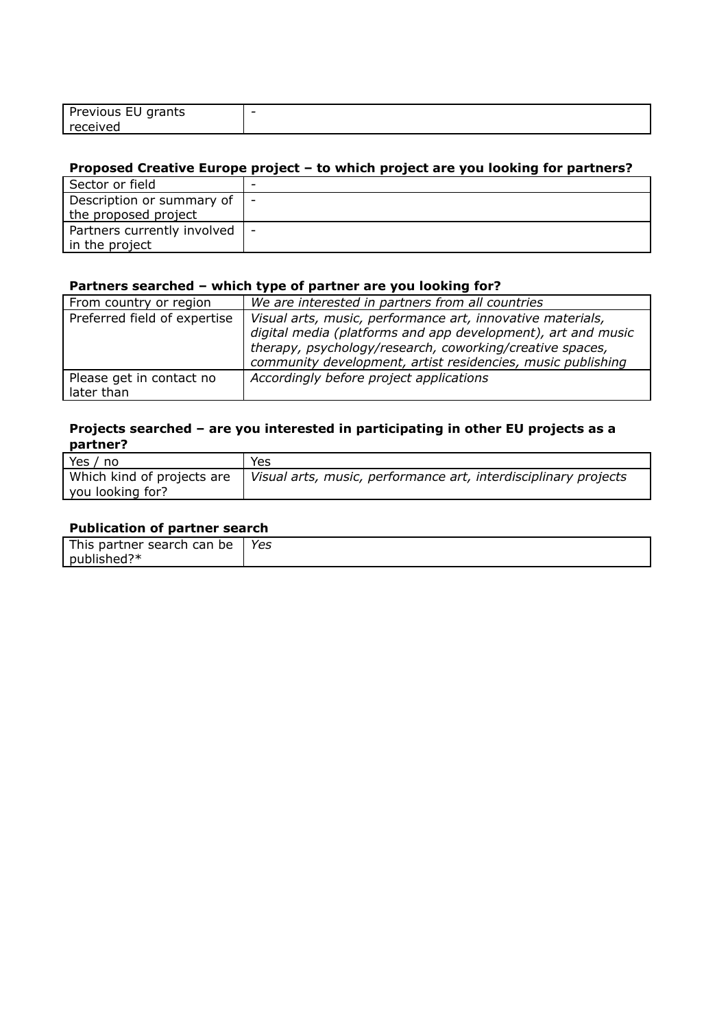| | |
|---|---|
| Previous EU grants received | - |

**Proposed Creative Europe project – to which project are you looking for partners?**

| | |
|---|---|
| Sector or field | - |
| Description or summary of the proposed project | - |
| Partners currently involved in the project | - |

**Partners searched – which type of partner are you looking for?**

| | |
|---|---|
| From country or region | *We are interested in partners from all countries* |
| Preferred field of expertise | *Visual arts, music, performance art, innovative materials, digital media (platforms and app development), art and music therapy, psychology/research, coworking/creative spaces, community development, artist residencies, music publishing* |
| Please get in contact no later than | *Accordingly before project applications* |

**Projects searched – are you interested in participating in other EU projects as a partner?**

| | |
|---|---|
| Yes / no | Yes |
| Which kind of projects are you looking for? | *Visual arts, music, performance art, interdisciplinary projects* |

**Publication of partner search**

| | |
|---|---|
| This partner search can be published?* | *Yes* |